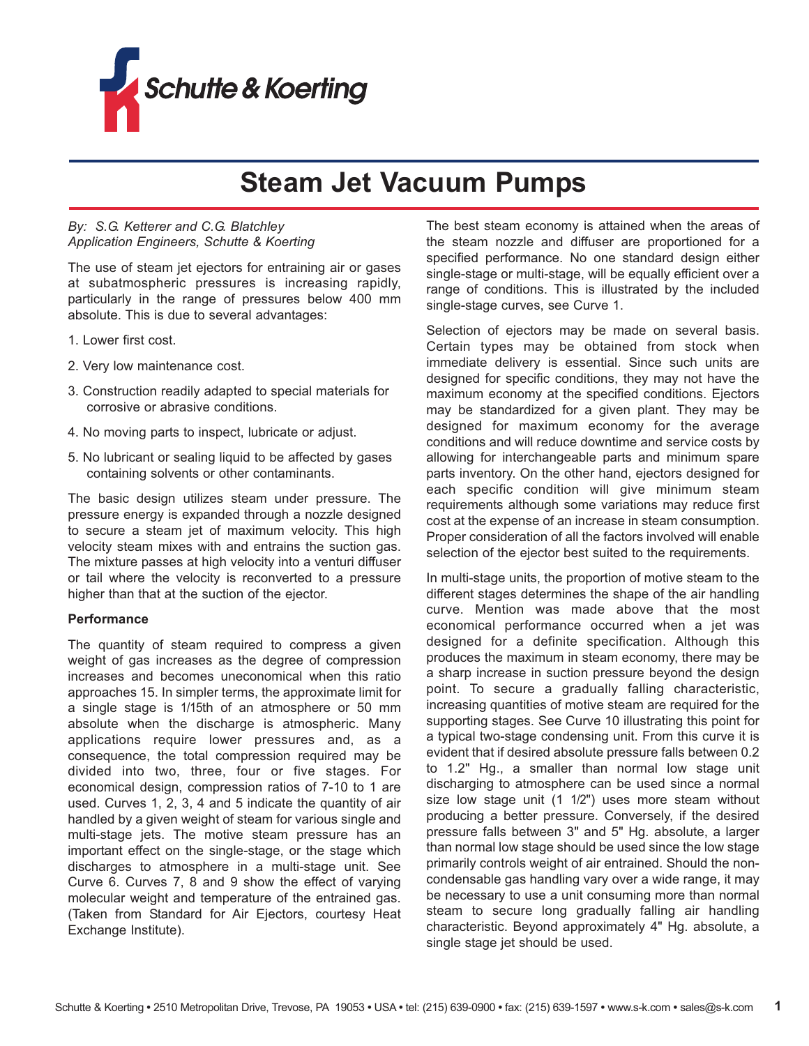# Steam Jet Vacuum Pumps

*By: S.G. Ketterer and C.G. Blatchley*
*Application Engineers, Schutte & Koerting*

The use of steam jet ejectors for entraining air or gases at subatmospheric pressures is increasing rapidly, particularly in the range of pressures below 400 mm absolute. This is due to several advantages:

1. Lower first cost.
2. Very low maintenance cost.
3. Construction readily adapted to special materials for corrosive or abrasive conditions.
4. No moving parts to inspect, lubricate or adjust.
5. No lubricant or sealing liquid to be affected by gases containing solvents or other contaminants.

The basic design utilizes steam under pressure. The pressure energy is expanded through a nozzle designed to secure a steam jet of maximum velocity. This high velocity steam mixes with and entrains the suction gas. The mixture passes at high velocity into a venturi diffuser or tail where the velocity is reconverted to a pressure higher than that at the suction of the ejector.

### Performance

The quantity of steam required to compress a given weight of gas increases as the degree of compression increases and becomes uneconomical when this ratio approaches 15. In simpler terms, the approximate limit for a single stage is 1/15th of an atmosphere or 50 mm absolute when the discharge is atmospheric. Many applications require lower pressures and, as a consequence, the total compression required may be divided into two, three, four or five stages. For economical design, compression ratios of 7-10 to 1 are used. Curves 1, 2, 3, 4 and 5 indicate the quantity of air handled by a given weight of steam for various single and multi-stage jets. The motive steam pressure has an important effect on the single-stage, or the stage which discharges to atmosphere in a multi-stage unit. See Curve 6. Curves 7, 8 and 9 show the effect of varying molecular weight and temperature of the entrained gas. (Taken from Standard for Air Ejectors, courtesy Heat Exchange Institute).

The best steam economy is attained when the areas of the steam nozzle and diffuser are proportioned for a specified performance. No one standard design either single-stage or multi-stage, will be equally efficient over a range of conditions. This is illustrated by the included single-stage curves, see Curve 1.

Selection of ejectors may be made on several basis. Certain types may be obtained from stock when immediate delivery is essential. Since such units are designed for specific conditions, they may not have the maximum economy at the specified conditions. Ejectors may be standardized for a given plant. They may be designed for maximum economy for the average conditions and will reduce downtime and service costs by allowing for interchangeable parts and minimum spare parts inventory. On the other hand, ejectors designed for each specific condition will give minimum steam requirements although some variations may reduce first cost at the expense of an increase in steam consumption. Proper consideration of all the factors involved will enable selection of the ejector best suited to the requirements.

In multi-stage units, the proportion of motive steam to the different stages determines the shape of the air handling curve. Mention was made above that the most economical performance occurred when a jet was designed for a definite specification. Although this produces the maximum in steam economy, there may be a sharp increase in suction pressure beyond the design point. To secure a gradually falling characteristic, increasing quantities of motive steam are required for the supporting stages. See Curve 10 illustrating this point for a typical two-stage condensing unit. From this curve it is evident that if desired absolute pressure falls between 0.2 to 1.2" Hg., a smaller than normal low stage unit discharging to atmosphere can be used since a normal size low stage unit (1 1/2") uses more steam without producing a better pressure. Conversely, if the desired pressure falls between 3" and 5" Hg. absolute, a larger than normal low stage should be used since the low stage primarily controls weight of air entrained. Should the non-condensable gas handling vary over a wide range, it may be necessary to use a unit consuming more than normal steam to secure long gradually falling air handling characteristic. Beyond approximately 4" Hg. absolute, a single stage jet should be used.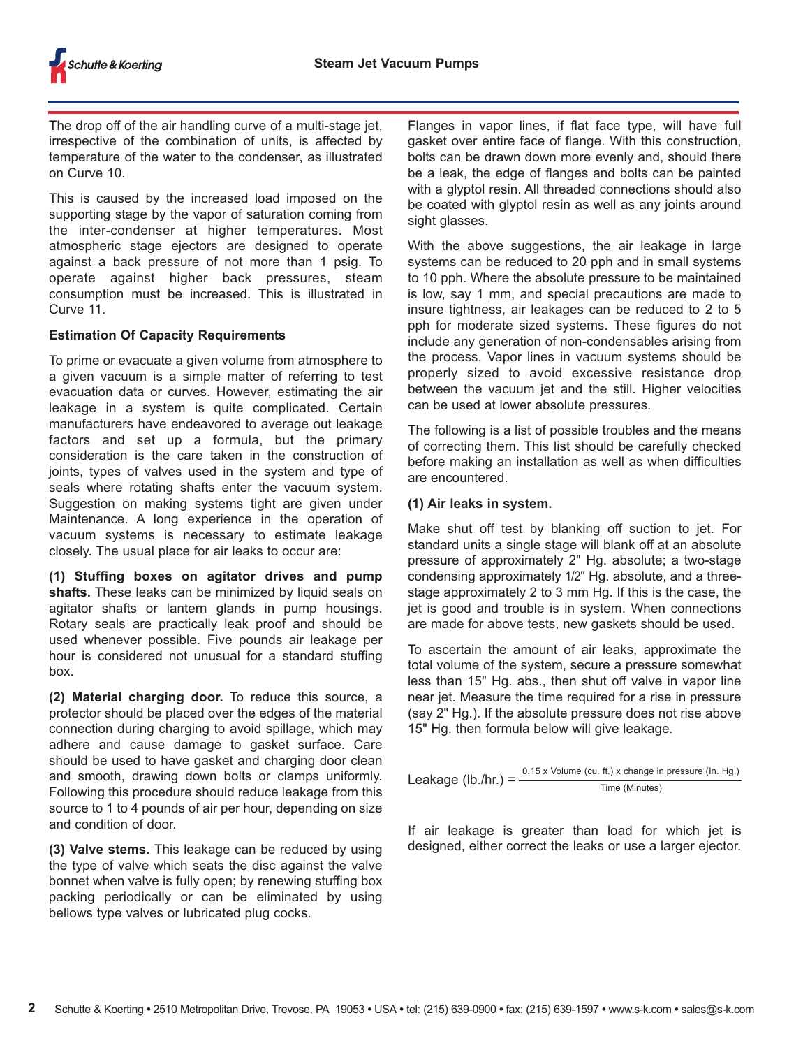The drop off of the air handling curve of a multi-stage jet, irrespective of the combination of units, is affected by temperature of the water to the condenser, as illustrated on Curve 10.

This is caused by the increased load imposed on the supporting stage by the vapor of saturation coming from the inter-condenser at higher temperatures. Most atmospheric stage ejectors are designed to operate against a back pressure of not more than 1 psig. To operate against higher back pressures, steam consumption must be increased. This is illustrated in Curve 11.

**Estimation Of Capacity Requirements**

To prime or evacuate a given volume from atmosphere to a given vacuum is a simple matter of referring to test evacuation data or curves. However, estimating the air leakage in a system is quite complicated. Certain manufacturers have endeavored to average out leakage factors and set up a formula, but the primary consideration is the care taken in the construction of joints, types of valves used in the system and type of seals where rotating shafts enter the vacuum system. Suggestion on making systems tight are given under Maintenance. A long experience in the operation of vacuum systems is necessary to estimate leakage closely. The usual place for air leaks to occur are:

**(1) Stuffing boxes on agitator drives and pump shafts.** These leaks can be minimized by liquid seals on agitator shafts or lantern glands in pump housings. Rotary seals are practically leak proof and should be used whenever possible. Five pounds air leakage per hour is considered not unusual for a standard stuffing box.

**(2) Material charging door.** To reduce this source, a protector should be placed over the edges of the material connection during charging to avoid spillage, which may adhere and cause damage to gasket surface. Care should be used to have gasket and charging door clean and smooth, drawing down bolts or clamps uniformly. Following this procedure should reduce leakage from this source to 1 to 4 pounds of air per hour, depending on size and condition of door.

**(3) Valve stems.** This leakage can be reduced by using the type of valve which seats the disc against the valve bonnet when valve is fully open; by renewing stuffing box packing periodically or can be eliminated by using bellows type valves or lubricated plug cocks.

Flanges in vapor lines, if flat face type, will have full gasket over entire face of flange. With this construction, bolts can be drawn down more evenly and, should there be a leak, the edge of flanges and bolts can be painted with a glyptol resin. All threaded connections should also be coated with glyptol resin as well as any joints around sight glasses.

With the above suggestions, the air leakage in large systems can be reduced to 20 pph and in small systems to 10 pph. Where the absolute pressure to be maintained is low, say 1 mm, and special precautions are made to insure tightness, air leakages can be reduced to 2 to 5 pph for moderate sized systems. These figures do not include any generation of non-condensables arising from the process. Vapor lines in vacuum systems should be properly sized to avoid excessive resistance drop between the vacuum jet and the still. Higher velocities can be used at lower absolute pressures.

The following is a list of possible troubles and the means of correcting them. This list should be carefully checked before making an installation as well as when difficulties are encountered.

**(1) Air leaks in system.**

Make shut off test by blanking off suction to jet. For standard units a single stage will blank off at an absolute pressure of approximately 2" Hg. absolute; a two-stage condensing approximately 1/2" Hg. absolute, and a three-stage approximately 2 to 3 mm Hg. If this is the case, the jet is good and trouble is in system. When connections are made for above tests, new gaskets should be used.

To ascertain the amount of air leaks, approximate the total volume of the system, secure a pressure somewhat less than 15" Hg. abs., then shut off valve in vapor line near jet. Measure the time required for a rise in pressure (say 2" Hg.). If the absolute pressure does not rise above 15" Hg. then formula below will give leakage.

$$\text{Leakage (lb./hr.)} = \frac{0.15 \times \text{Volume (cu. ft.)} \times \text{change in pressure (In. Hg.)}}{\text{Time (Minutes)}}$$

If air leakage is greater than load for which jet is designed, either correct the leaks or use a larger ejector.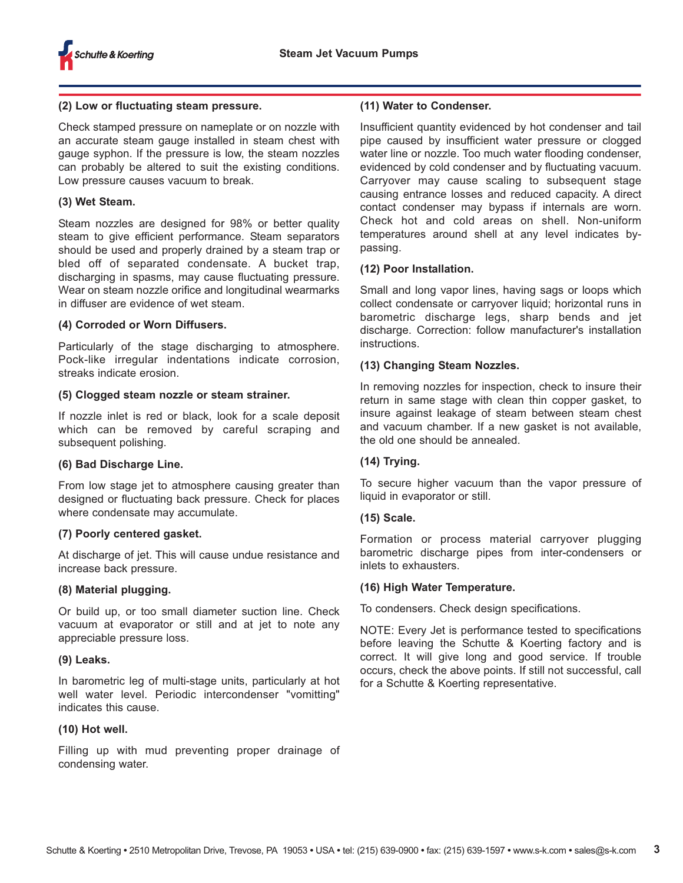**(2) Low or fluctuating steam pressure.**

Check stamped pressure on nameplate or on nozzle with an accurate steam gauge installed in steam chest with gauge syphon. If the pressure is low, the steam nozzles can probably be altered to suit the existing conditions. Low pressure causes vacuum to break.

**(3) Wet Steam.**

Steam nozzles are designed for 98% or better quality steam to give efficient performance. Steam separators should be used and properly drained by a steam trap or bled off of separated condensate. A bucket trap, discharging in spasms, may cause fluctuating pressure. Wear on steam nozzle orifice and longitudinal wearmarks in diffuser are evidence of wet steam.

**(4) Corroded or Worn Diffusers.**

Particularly of the stage discharging to atmosphere. Pock-like irregular indentations indicate corrosion, streaks indicate erosion.

**(5) Clogged steam nozzle or steam strainer.**

If nozzle inlet is red or black, look for a scale deposit which can be removed by careful scraping and subsequent polishing.

**(6) Bad Discharge Line.**

From low stage jet to atmosphere causing greater than designed or fluctuating back pressure. Check for places where condensate may accumulate.

**(7) Poorly centered gasket.**

At discharge of jet. This will cause undue resistance and increase back pressure.

**(8) Material plugging.**

Or build up, or too small diameter suction line. Check vacuum at evaporator or still and at jet to note any appreciable pressure loss.

**(9) Leaks.**

In barometric leg of multi-stage units, particularly at hot well water level. Periodic intercondenser "vomitting" indicates this cause.

**(10) Hot well.**

Filling up with mud preventing proper drainage of condensing water.

**(11) Water to Condenser.**

Insufficient quantity evidenced by hot condenser and tail pipe caused by insufficient water pressure or clogged water line or nozzle. Too much water flooding condenser, evidenced by cold condenser and by fluctuating vacuum. Carryover may cause scaling to subsequent stage causing entrance losses and reduced capacity. A direct contact condenser may bypass if internals are worn. Check hot and cold areas on shell. Non-uniform temperatures around shell at any level indicates by-passing.

**(12) Poor Installation.**

Small and long vapor lines, having sags or loops which collect condensate or carryover liquid; horizontal runs in barometric discharge legs, sharp bends and jet discharge. Correction: follow manufacturer's installation instructions.

**(13) Changing Steam Nozzles.**

In removing nozzles for inspection, check to insure their return in same stage with clean thin copper gasket, to insure against leakage of steam between steam chest and vacuum chamber. If a new gasket is not available, the old one should be annealed.

**(14) Trying.**

To secure higher vacuum than the vapor pressure of liquid in evaporator or still.

**(15) Scale.**

Formation or process material carryover plugging barometric discharge pipes from inter-condensers or inlets to exhausters.

**(16) High Water Temperature.**

To condensers. Check design specifications.

NOTE: Every Jet is performance tested to specifications before leaving the Schutte & Koerting factory and is correct. It will give long and good service. If trouble occurs, check the above points. If still not successful, call for a Schutte & Koerting representative.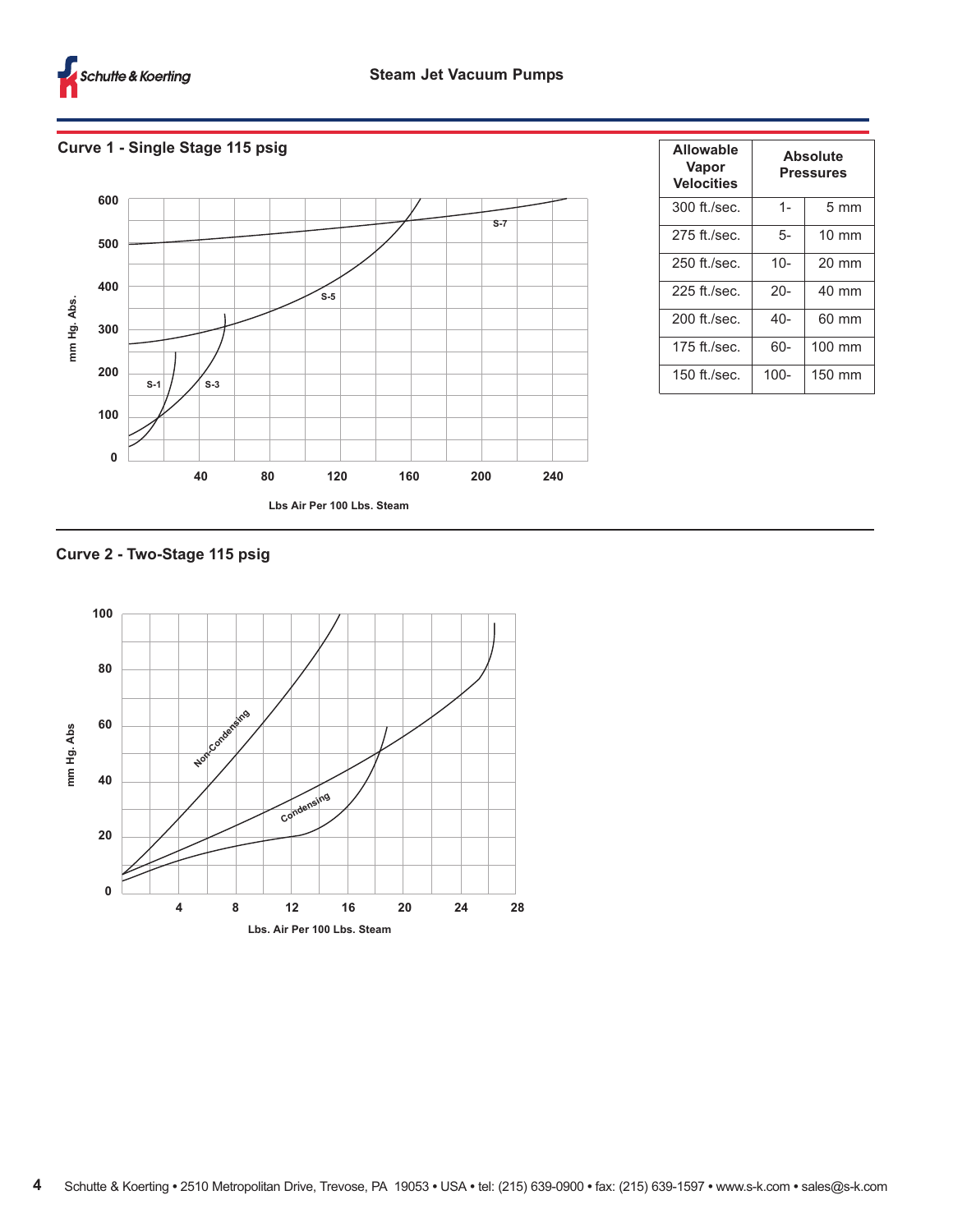## Curve 1 - Single Stage 115 psig

| Allowable Vapor Velocities | Absolute Pressures | |
|---|---|---|
| 300 ft./sec. | 1- | 5 mm |
| 275 ft./sec. | 5- | 10 mm |
| 250 ft./sec. | 10- | 20 mm |
| 225 ft./sec. | 20- | 40 mm |
| 200 ft./sec. | 40- | 60 mm |
| 175 ft./sec. | 60- | 100 mm |
| 150 ft./sec. | 100- | 150 mm |

## Curve 2 - Two-Stage 115 psig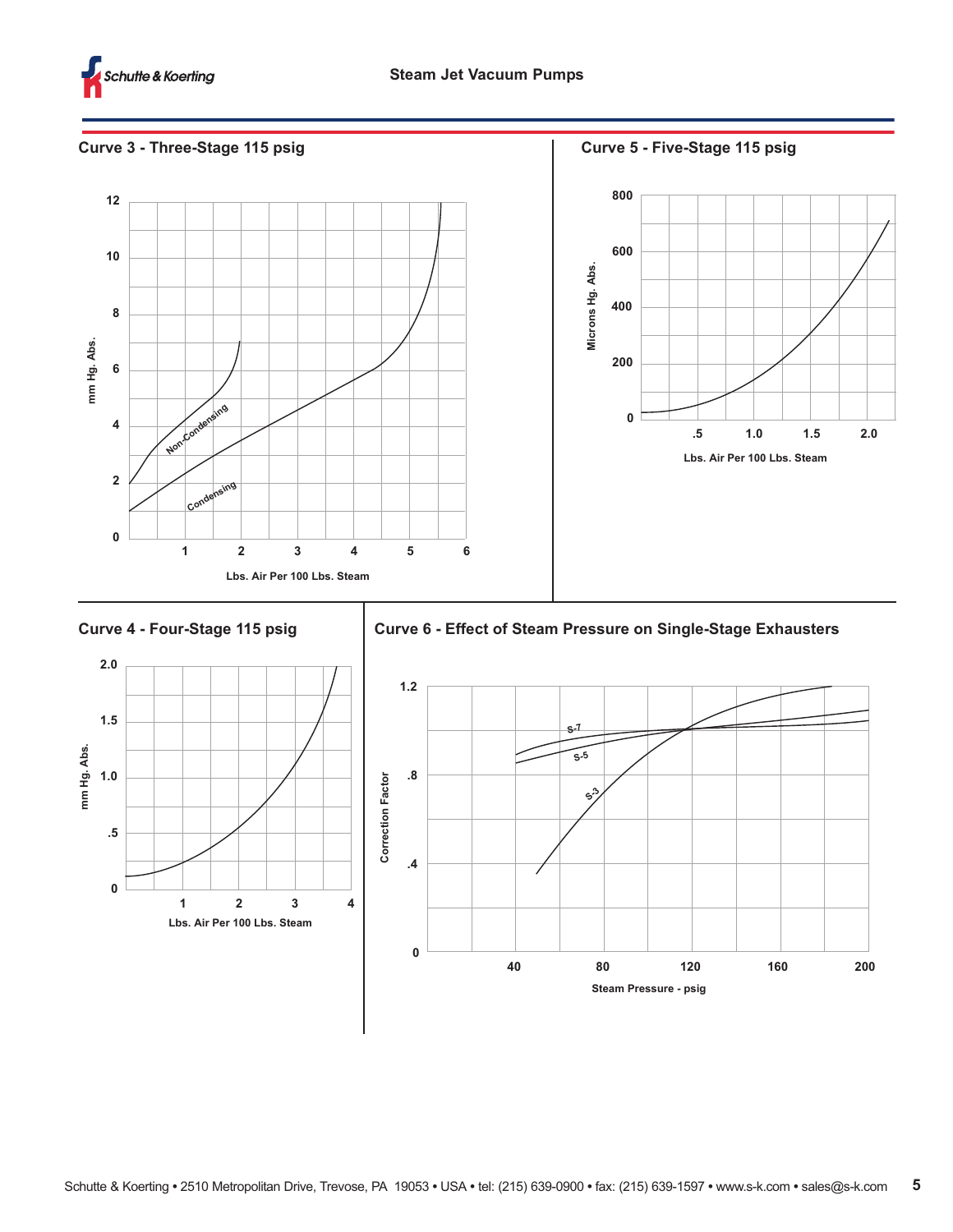## Curve 3 - Three-Stage 115 psig

mm Hg. Abs.

12, 10, 8, 6, 4, 2, 0

Non-Condensing

Condensing

1, 2, 3, 4, 5, 6

Lbs. Air Per 100 Lbs. Steam

## Curve 5 - Five-Stage 115 psig

Microns Hg. Abs.

800, 600, 400, 200, 0

.5, 1.0, 1.5, 2.0

Lbs. Air Per 100 Lbs. Steam

## Curve 4 - Four-Stage 115 psig

mm Hg. Abs.

2.0, 1.5, 1.0, .5, 0

1, 2, 3, 4

Lbs. Air Per 100 Lbs. Steam

## Curve 6 - Effect of Steam Pressure on Single-Stage Exhausters

Correction Factor

1.2, .8, .4, 0

S-7

S-5

S-3

40, 80, 120, 160, 200

Steam Pressure - psig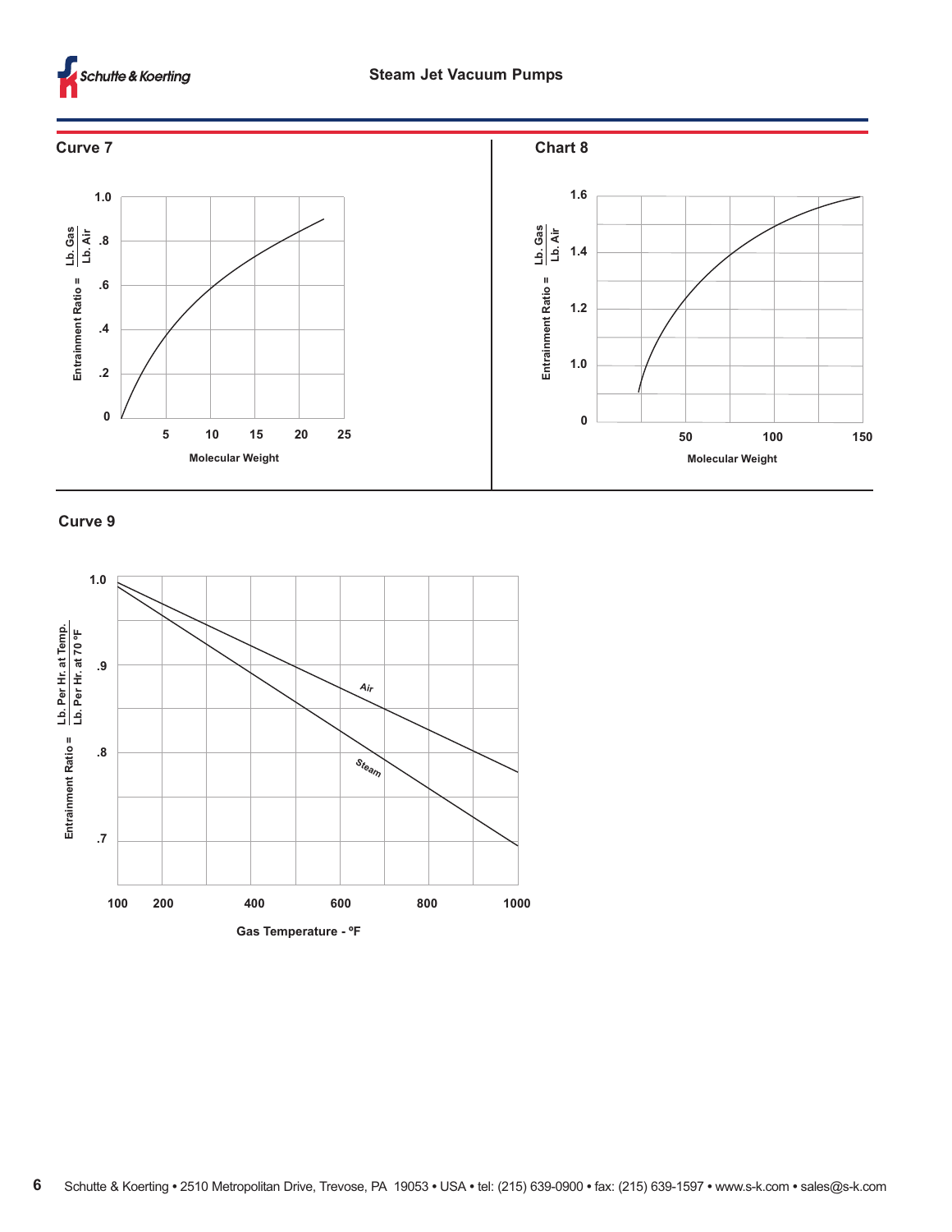### Curve 7

Entrainment Ratio = $\frac{\text{Lb. Gas}}{\text{Lb. Air}}$

Molecular Weight

### Chart 8

Entrainment Ratio = $\frac{\text{Lb. Gas}}{\text{Lb. Air}}$

Molecular Weight

### Curve 9

Entrainment Ratio = $\frac{\text{Lb. Per Hr. at Temp.}}{\text{Lb. Per Hr. at 70 °F}}$

Air

Steam

Gas Temperature - ºF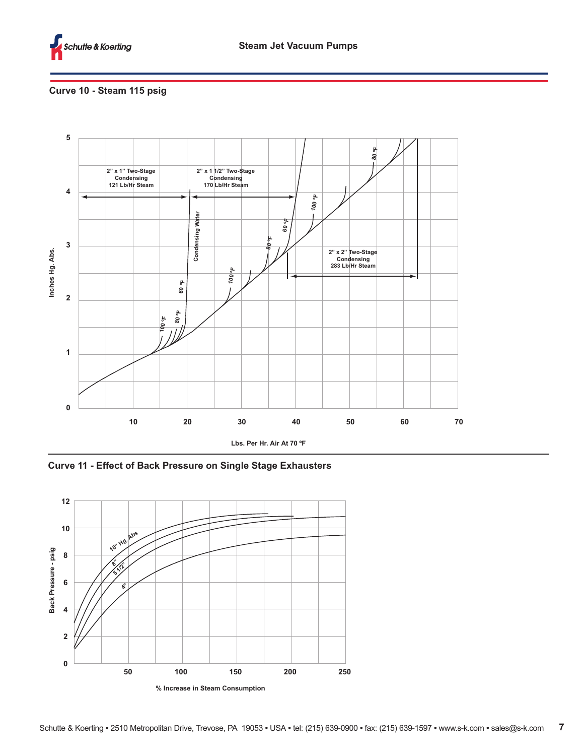## Curve 10 - Steam 115 psig

2" x 1" Two-Stage Condensing 121 Lb/Hr Steam

2" x 1 1/2" Two-Stage Condensing 170 Lb/Hr Steam

2" x 2" Two-Stage Condensing 283 Lb/Hr Steam

Condensing Water

100 °F
80 °F
60 °F
100 °F
80 °F
60 °F
100 °F
80 °F

Inches Hg. Abs.

0
1
2
3
4
5

10
20
30
40
50
60
70

Lbs. Per Hr. Air At 70 °F

## Curve 11 - Effect of Back Pressure on Single Stage Exhausters

10" Hg. Abs
8"
5 1/2"
4"

Back Pressure - psig

0
2
4
6
8
10
12

50
100
150
200
250

% Increase in Steam Consumption

Schutte & Koerting • 2510 Metropolitan Drive, Trevose, PA 19053 • USA • tel: (215) 639-0900 • fax: (215) 639-1597 • www.s-k.com • sales@s-k.com